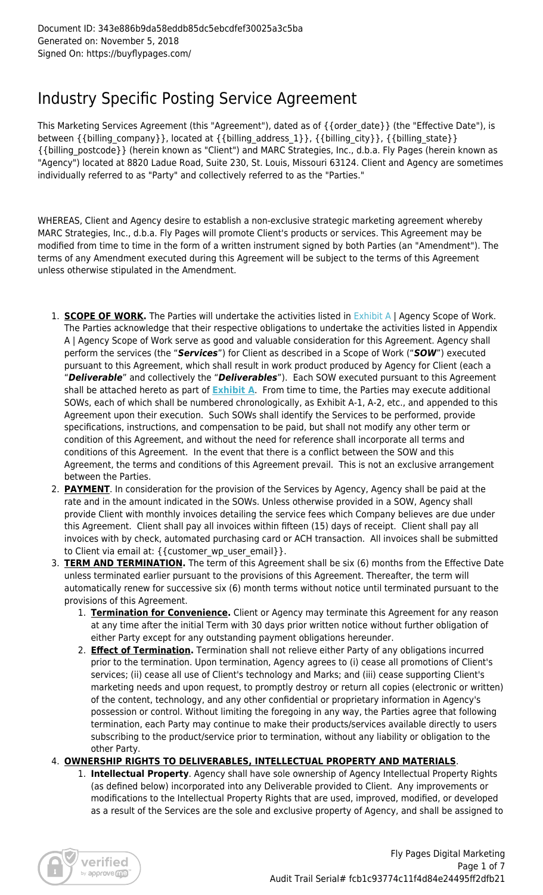Document ID: 343e886b9da58eddb85dc5ebcdfef30025a3c5ba
Generated on: November 5, 2018
Signed On: https://buyflypages.com/

# Industry Specific Posting Service Agreement

This Marketing Services Agreement (this "Agreement"), dated as of {{order_date}} (the "Effective Date"), is between {{billing_company}}, located at {{billing_address_1}}, {{billing_city}}, {{billing_state}} {{billing_postcode}} (herein known as "Client") and MARC Strategies, Inc., d.b.a. Fly Pages (herein known as "Agency") located at 8820 Ladue Road, Suite 230, St. Louis, Missouri 63124. Client and Agency are sometimes individually referred to as "Party" and collectively referred to as the "Parties."

WHEREAS, Client and Agency desire to establish a non-exclusive strategic marketing agreement whereby MARC Strategies, Inc., d.b.a. Fly Pages will promote Client's products or services. This Agreement may be modified from time to time in the form of a written instrument signed by both Parties (an "Amendment"). The terms of any Amendment executed during this Agreement will be subject to the terms of this Agreement unless otherwise stipulated in the Amendment.

1. **SCOPE OF WORK.** The Parties will undertake the activities listed in Exhibit A | Agency Scope of Work. The Parties acknowledge that their respective obligations to undertake the activities listed in Appendix A | Agency Scope of Work serve as good and valuable consideration for this Agreement. Agency shall perform the services (the "***Services***") for Client as described in a Scope of Work ("***SOW***") executed pursuant to this Agreement, which shall result in work product produced by Agency for Client (each a "***Deliverable***" and collectively the "***Deliverables***"). Each SOW executed pursuant to this Agreement shall be attached hereto as part of **Exhibit A**. From time to time, the Parties may execute additional SOWs, each of which shall be numbered chronologically, as Exhibit A-1, A-2, etc., and appended to this Agreement upon their execution. Such SOWs shall identify the Services to be performed, provide specifications, instructions, and compensation to be paid, but shall not modify any other term or condition of this Agreement, and without the need for reference shall incorporate all terms and conditions of this Agreement. In the event that there is a conflict between the SOW and this Agreement, the terms and conditions of this Agreement prevail. This is not an exclusive arrangement between the Parties.
2. **PAYMENT**. In consideration for the provision of the Services by Agency, Agency shall be paid at the rate and in the amount indicated in the SOWs. Unless otherwise provided in a SOW, Agency shall provide Client with monthly invoices detailing the service fees which Company believes are due under this Agreement. Client shall pay all invoices within fifteen (15) days of receipt. Client shall pay all invoices with by check, automated purchasing card or ACH transaction. All invoices shall be submitted to Client via email at: {{customer_wp_user_email}}.
3. **TERM AND TERMINATION.** The term of this Agreement shall be six (6) months from the Effective Date unless terminated earlier pursuant to the provisions of this Agreement. Thereafter, the term will automatically renew for successive six (6) month terms without notice until terminated pursuant to the provisions of this Agreement.
   1. **Termination for Convenience.** Client or Agency may terminate this Agreement for any reason at any time after the initial Term with 30 days prior written notice without further obligation of either Party except for any outstanding payment obligations hereunder.
   2. **Effect of Termination.** Termination shall not relieve either Party of any obligations incurred prior to the termination. Upon termination, Agency agrees to (i) cease all promotions of Client's services; (ii) cease all use of Client's technology and Marks; and (iii) cease supporting Client's marketing needs and upon request, to promptly destroy or return all copies (electronic or written) of the content, technology, and any other confidential or proprietary information in Agency's possession or control. Without limiting the foregoing in any way, the Parties agree that following termination, each Party may continue to make their products/services available directly to users subscribing to the product/service prior to termination, without any liability or obligation to the other Party.
4. **OWNERSHIP RIGHTS TO DELIVERABLES, INTELLECTUAL PROPERTY AND MATERIALS**.
   1. **Intellectual Property**. Agency shall have sole ownership of Agency Intellectual Property Rights (as defined below) incorporated into any Deliverable provided to Client. Any improvements or modifications to the Intellectual Property Rights that are used, improved, modified, or developed as a result of the Services are the sole and exclusive property of Agency, and shall be assigned to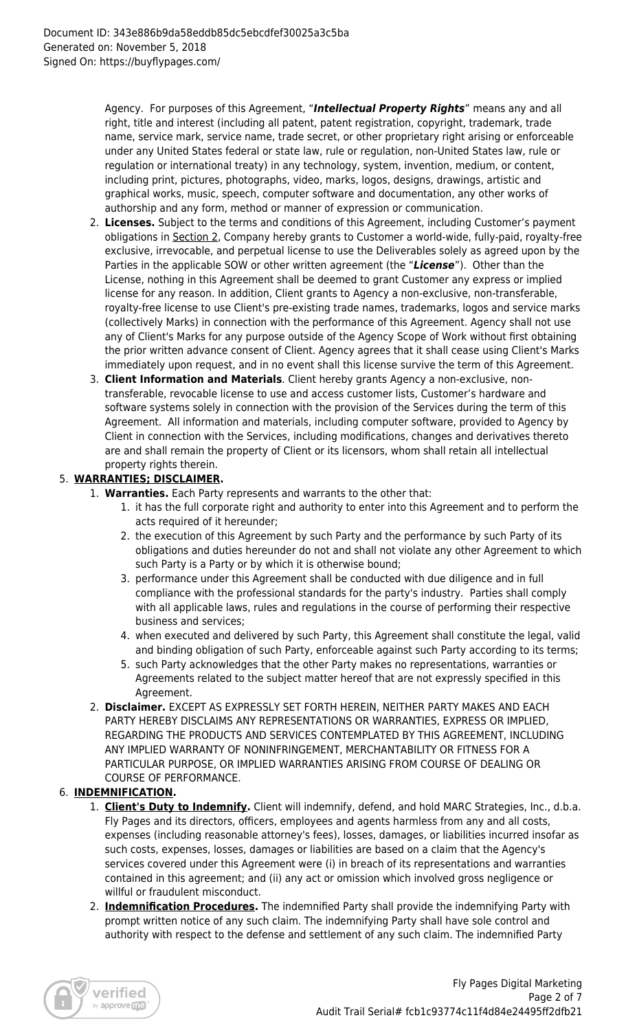Agency. For purposes of this Agreement, "***Intellectual Property Rights***" means any and all right, title and interest (including all patent, patent registration, copyright, trademark, trade name, service mark, service name, trade secret, or other proprietary right arising or enforceable under any United States federal or state law, rule or regulation, non-United States law, rule or regulation or international treaty) in any technology, system, invention, medium, or content, including print, pictures, photographs, video, marks, logos, designs, drawings, artistic and graphical works, music, speech, computer software and documentation, any other works of authorship and any form, method or manner of expression or communication.

2. **Licenses.** Subject to the terms and conditions of this Agreement, including Customer's payment obligations in Section 2, Company hereby grants to Customer a world-wide, fully-paid, royalty-free exclusive, irrevocable, and perpetual license to use the Deliverables solely as agreed upon by the Parties in the applicable SOW or other written agreement (the "***License***"). Other than the License, nothing in this Agreement shall be deemed to grant Customer any express or implied license for any reason. In addition, Client grants to Agency a non-exclusive, non-transferable, royalty-free license to use Client's pre-existing trade names, trademarks, logos and service marks (collectively Marks) in connection with the performance of this Agreement. Agency shall not use any of Client's Marks for any purpose outside of the Agency Scope of Work without first obtaining the prior written advance consent of Client. Agency agrees that it shall cease using Client's Marks immediately upon request, and in no event shall this license survive the term of this Agreement.
3. **Client Information and Materials**. Client hereby grants Agency a non-exclusive, non-transferable, revocable license to use and access customer lists, Customer's hardware and software systems solely in connection with the provision of the Services during the term of this Agreement. All information and materials, including computer software, provided to Agency by Client in connection with the Services, including modifications, changes and derivatives thereto are and shall remain the property of Client or its licensors, whom shall retain all intellectual property rights therein.

5. **WARRANTIES; DISCLAIMER.**
   1. **Warranties.** Each Party represents and warrants to the other that:
      1. it has the full corporate right and authority to enter into this Agreement and to perform the acts required of it hereunder;
      2. the execution of this Agreement by such Party and the performance by such Party of its obligations and duties hereunder do not and shall not violate any other Agreement to which such Party is a Party or by which it is otherwise bound;
      3. performance under this Agreement shall be conducted with due diligence and in full compliance with the professional standards for the party's industry. Parties shall comply with all applicable laws, rules and regulations in the course of performing their respective business and services;
      4. when executed and delivered by such Party, this Agreement shall constitute the legal, valid and binding obligation of such Party, enforceable against such Party according to its terms;
      5. such Party acknowledges that the other Party makes no representations, warranties or Agreements related to the subject matter hereof that are not expressly specified in this Agreement.
   2. **Disclaimer.** EXCEPT AS EXPRESSLY SET FORTH HEREIN, NEITHER PARTY MAKES AND EACH PARTY HEREBY DISCLAIMS ANY REPRESENTATIONS OR WARRANTIES, EXPRESS OR IMPLIED, REGARDING THE PRODUCTS AND SERVICES CONTEMPLATED BY THIS AGREEMENT, INCLUDING ANY IMPLIED WARRANTY OF NONINFRINGEMENT, MERCHANTABILITY OR FITNESS FOR A PARTICULAR PURPOSE, OR IMPLIED WARRANTIES ARISING FROM COURSE OF DEALING OR COURSE OF PERFORMANCE.
6. **INDEMNIFICATION.**
   1. **Client's Duty to Indemnify.** Client will indemnify, defend, and hold MARC Strategies, Inc., d.b.a. Fly Pages and its directors, officers, employees and agents harmless from any and all costs, expenses (including reasonable attorney's fees), losses, damages, or liabilities incurred insofar as such costs, expenses, losses, damages or liabilities are based on a claim that the Agency's services covered under this Agreement were (i) in breach of its representations and warranties contained in this agreement; and (ii) any act or omission which involved gross negligence or willful or fraudulent misconduct.
   2. **Indemnification Procedures.** The indemnified Party shall provide the indemnifying Party with prompt written notice of any such claim. The indemnifying Party shall have sole control and authority with respect to the defense and settlement of any such claim. The indemnified Party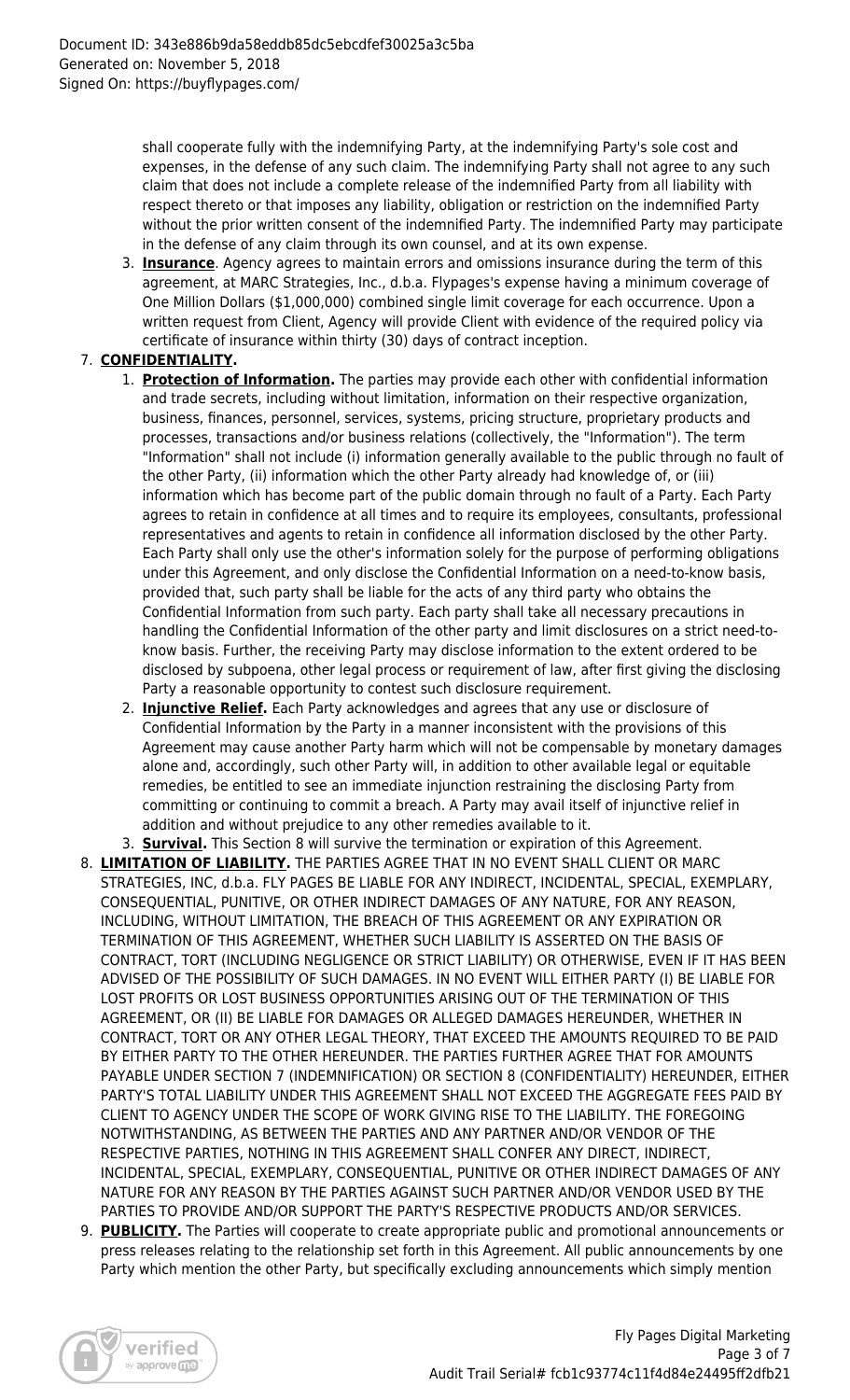shall cooperate fully with the indemnifying Party, at the indemnifying Party's sole cost and expenses, in the defense of any such claim. The indemnifying Party shall not agree to any such claim that does not include a complete release of the indemnified Party from all liability with respect thereto or that imposes any liability, obligation or restriction on the indemnified Party without the prior written consent of the indemnified Party. The indemnified Party may participate in the defense of any claim through its own counsel, and at its own expense.

3. **Insurance**. Agency agrees to maintain errors and omissions insurance during the term of this agreement, at MARC Strategies, Inc., d.b.a. Flypages's expense having a minimum coverage of One Million Dollars ($1,000,000) combined single limit coverage for each occurrence. Upon a written request from Client, Agency will provide Client with evidence of the required policy via certificate of insurance within thirty (30) days of contract inception.

7. **CONFIDENTIALITY.**
   1. **Protection of Information.** The parties may provide each other with confidential information and trade secrets, including without limitation, information on their respective organization, business, finances, personnel, services, systems, pricing structure, proprietary products and processes, transactions and/or business relations (collectively, the "Information"). The term "Information" shall not include (i) information generally available to the public through no fault of the other Party, (ii) information which the other Party already had knowledge of, or (iii) information which has become part of the public domain through no fault of a Party. Each Party agrees to retain in confidence at all times and to require its employees, consultants, professional representatives and agents to retain in confidence all information disclosed by the other Party. Each Party shall only use the other's information solely for the purpose of performing obligations under this Agreement, and only disclose the Confidential Information on a need-to-know basis, provided that, such party shall be liable for the acts of any third party who obtains the Confidential Information from such party. Each party shall take all necessary precautions in handling the Confidential Information of the other party and limit disclosures on a strict need-to-know basis. Further, the receiving Party may disclose information to the extent ordered to be disclosed by subpoena, other legal process or requirement of law, after first giving the disclosing Party a reasonable opportunity to contest such disclosure requirement.
   2. **Injunctive Relief.** Each Party acknowledges and agrees that any use or disclosure of Confidential Information by the Party in a manner inconsistent with the provisions of this Agreement may cause another Party harm which will not be compensable by monetary damages alone and, accordingly, such other Party will, in addition to other available legal or equitable remedies, be entitled to see an immediate injunction restraining the disclosing Party from committing or continuing to commit a breach. A Party may avail itself of injunctive relief in addition and without prejudice to any other remedies available to it.
   3. **Survival.** This Section 8 will survive the termination or expiration of this Agreement.
8. **LIMITATION OF LIABILITY.** THE PARTIES AGREE THAT IN NO EVENT SHALL CLIENT OR MARC STRATEGIES, INC, d.b.a. FLY PAGES BE LIABLE FOR ANY INDIRECT, INCIDENTAL, SPECIAL, EXEMPLARY, CONSEQUENTIAL, PUNITIVE, OR OTHER INDIRECT DAMAGES OF ANY NATURE, FOR ANY REASON, INCLUDING, WITHOUT LIMITATION, THE BREACH OF THIS AGREEMENT OR ANY EXPIRATION OR TERMINATION OF THIS AGREEMENT, WHETHER SUCH LIABILITY IS ASSERTED ON THE BASIS OF CONTRACT, TORT (INCLUDING NEGLIGENCE OR STRICT LIABILITY) OR OTHERWISE, EVEN IF IT HAS BEEN ADVISED OF THE POSSIBILITY OF SUCH DAMAGES. IN NO EVENT WILL EITHER PARTY (I) BE LIABLE FOR LOST PROFITS OR LOST BUSINESS OPPORTUNITIES ARISING OUT OF THE TERMINATION OF THIS AGREEMENT, OR (II) BE LIABLE FOR DAMAGES OR ALLEGED DAMAGES HEREUNDER, WHETHER IN CONTRACT, TORT OR ANY OTHER LEGAL THEORY, THAT EXCEED THE AMOUNTS REQUIRED TO BE PAID BY EITHER PARTY TO THE OTHER HEREUNDER. THE PARTIES FURTHER AGREE THAT FOR AMOUNTS PAYABLE UNDER SECTION 7 (INDEMNIFICATION) OR SECTION 8 (CONFIDENTIALITY) HEREUNDER, EITHER PARTY'S TOTAL LIABILITY UNDER THIS AGREEMENT SHALL NOT EXCEED THE AGGREGATE FEES PAID BY CLIENT TO AGENCY UNDER THE SCOPE OF WORK GIVING RISE TO THE LIABILITY. THE FOREGOING NOTWITHSTANDING, AS BETWEEN THE PARTIES AND ANY PARTNER AND/OR VENDOR OF THE RESPECTIVE PARTIES, NOTHING IN THIS AGREEMENT SHALL CONFER ANY DIRECT, INDIRECT, INCIDENTAL, SPECIAL, EXEMPLARY, CONSEQUENTIAL, PUNITIVE OR OTHER INDIRECT DAMAGES OF ANY NATURE FOR ANY REASON BY THE PARTIES AGAINST SUCH PARTNER AND/OR VENDOR USED BY THE PARTIES TO PROVIDE AND/OR SUPPORT THE PARTY'S RESPECTIVE PRODUCTS AND/OR SERVICES.
9. **PUBLICITY.** The Parties will cooperate to create appropriate public and promotional announcements or press releases relating to the relationship set forth in this Agreement. All public announcements by one Party which mention the other Party, but specifically excluding announcements which simply mention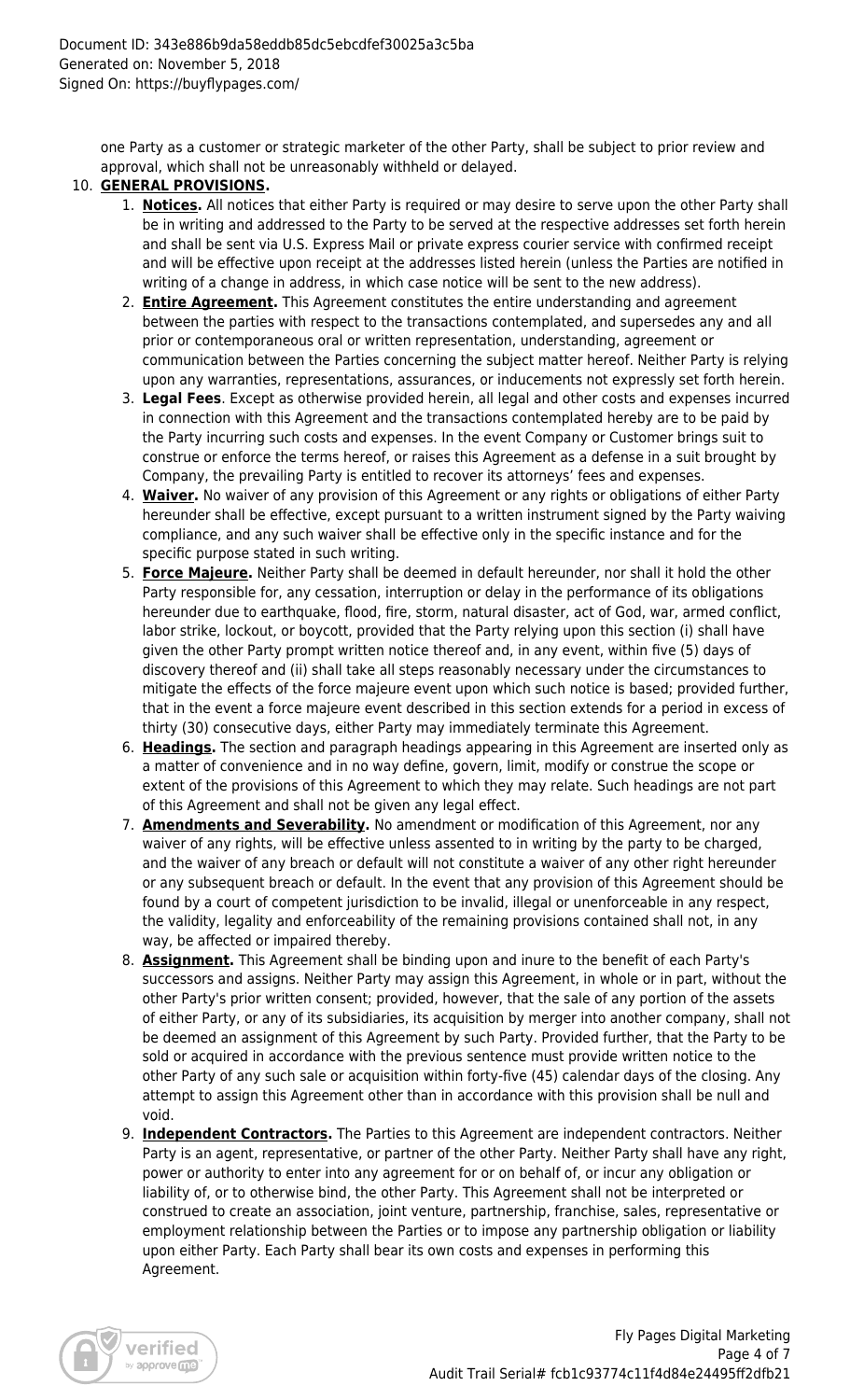one Party as a customer or strategic marketer of the other Party, shall be subject to prior review and approval, which shall not be unreasonably withheld or delayed.

10. **GENERAL PROVISIONS.**
    1. **Notices.** All notices that either Party is required or may desire to serve upon the other Party shall be in writing and addressed to the Party to be served at the respective addresses set forth herein and shall be sent via U.S. Express Mail or private express courier service with confirmed receipt and will be effective upon receipt at the addresses listed herein (unless the Parties are notified in writing of a change in address, in which case notice will be sent to the new address).
    2. **Entire Agreement.** This Agreement constitutes the entire understanding and agreement between the parties with respect to the transactions contemplated, and supersedes any and all prior or contemporaneous oral or written representation, understanding, agreement or communication between the Parties concerning the subject matter hereof. Neither Party is relying upon any warranties, representations, assurances, or inducements not expressly set forth herein.
    3. **Legal Fees**. Except as otherwise provided herein, all legal and other costs and expenses incurred in connection with this Agreement and the transactions contemplated hereby are to be paid by the Party incurring such costs and expenses. In the event Company or Customer brings suit to construe or enforce the terms hereof, or raises this Agreement as a defense in a suit brought by Company, the prevailing Party is entitled to recover its attorneys' fees and expenses.
    4. **Waiver.** No waiver of any provision of this Agreement or any rights or obligations of either Party hereunder shall be effective, except pursuant to a written instrument signed by the Party waiving compliance, and any such waiver shall be effective only in the specific instance and for the specific purpose stated in such writing.
    5. **Force Majeure.** Neither Party shall be deemed in default hereunder, nor shall it hold the other Party responsible for, any cessation, interruption or delay in the performance of its obligations hereunder due to earthquake, flood, fire, storm, natural disaster, act of God, war, armed conflict, labor strike, lockout, or boycott, provided that the Party relying upon this section (i) shall have given the other Party prompt written notice thereof and, in any event, within five (5) days of discovery thereof and (ii) shall take all steps reasonably necessary under the circumstances to mitigate the effects of the force majeure event upon which such notice is based; provided further, that in the event a force majeure event described in this section extends for a period in excess of thirty (30) consecutive days, either Party may immediately terminate this Agreement.
    6. **Headings.** The section and paragraph headings appearing in this Agreement are inserted only as a matter of convenience and in no way define, govern, limit, modify or construe the scope or extent of the provisions of this Agreement to which they may relate. Such headings are not part of this Agreement and shall not be given any legal effect.
    7. **Amendments and Severability.** No amendment or modification of this Agreement, nor any waiver of any rights, will be effective unless assented to in writing by the party to be charged, and the waiver of any breach or default will not constitute a waiver of any other right hereunder or any subsequent breach or default. In the event that any provision of this Agreement should be found by a court of competent jurisdiction to be invalid, illegal or unenforceable in any respect, the validity, legality and enforceability of the remaining provisions contained shall not, in any way, be affected or impaired thereby.
    8. **Assignment.** This Agreement shall be binding upon and inure to the benefit of each Party's successors and assigns. Neither Party may assign this Agreement, in whole or in part, without the other Party's prior written consent; provided, however, that the sale of any portion of the assets of either Party, or any of its subsidiaries, its acquisition by merger into another company, shall not be deemed an assignment of this Agreement by such Party. Provided further, that the Party to be sold or acquired in accordance with the previous sentence must provide written notice to the other Party of any such sale or acquisition within forty-five (45) calendar days of the closing. Any attempt to assign this Agreement other than in accordance with this provision shall be null and void.
    9. **Independent Contractors.** The Parties to this Agreement are independent contractors. Neither Party is an agent, representative, or partner of the other Party. Neither Party shall have any right, power or authority to enter into any agreement for or on behalf of, or incur any obligation or liability of, or to otherwise bind, the other Party. This Agreement shall not be interpreted or construed to create an association, joint venture, partnership, franchise, sales, representative or employment relationship between the Parties or to impose any partnership obligation or liability upon either Party. Each Party shall bear its own costs and expenses in performing this Agreement.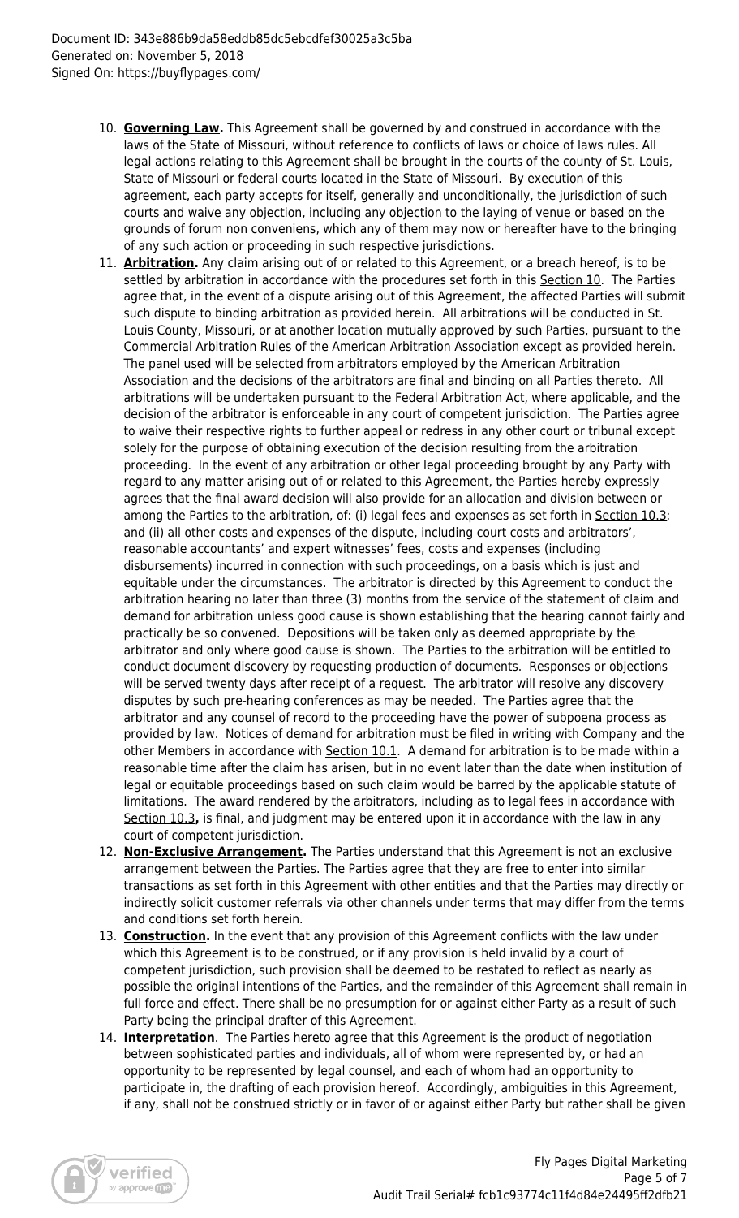10. **Governing Law.** This Agreement shall be governed by and construed in accordance with the laws of the State of Missouri, without reference to conflicts of laws or choice of laws rules. All legal actions relating to this Agreement shall be brought in the courts of the county of St. Louis, State of Missouri or federal courts located in the State of Missouri. By execution of this agreement, each party accepts for itself, generally and unconditionally, the jurisdiction of such courts and waive any objection, including any objection to the laying of venue or based on the grounds of forum non conveniens, which any of them may now or hereafter have to the bringing of any such action or proceeding in such respective jurisdictions.
11. **Arbitration.** Any claim arising out of or related to this Agreement, or a breach hereof, is to be settled by arbitration in accordance with the procedures set forth in this Section 10. The Parties agree that, in the event of a dispute arising out of this Agreement, the affected Parties will submit such dispute to binding arbitration as provided herein. All arbitrations will be conducted in St. Louis County, Missouri, or at another location mutually approved by such Parties, pursuant to the Commercial Arbitration Rules of the American Arbitration Association except as provided herein. The panel used will be selected from arbitrators employed by the American Arbitration Association and the decisions of the arbitrators are final and binding on all Parties thereto. All arbitrations will be undertaken pursuant to the Federal Arbitration Act, where applicable, and the decision of the arbitrator is enforceable in any court of competent jurisdiction. The Parties agree to waive their respective rights to further appeal or redress in any other court or tribunal except solely for the purpose of obtaining execution of the decision resulting from the arbitration proceeding. In the event of any arbitration or other legal proceeding brought by any Party with regard to any matter arising out of or related to this Agreement, the Parties hereby expressly agrees that the final award decision will also provide for an allocation and division between or among the Parties to the arbitration, of: (i) legal fees and expenses as set forth in Section 10.3; and (ii) all other costs and expenses of the dispute, including court costs and arbitrators', reasonable accountants' and expert witnesses' fees, costs and expenses (including disbursements) incurred in connection with such proceedings, on a basis which is just and equitable under the circumstances. The arbitrator is directed by this Agreement to conduct the arbitration hearing no later than three (3) months from the service of the statement of claim and demand for arbitration unless good cause is shown establishing that the hearing cannot fairly and practically be so convened. Depositions will be taken only as deemed appropriate by the arbitrator and only where good cause is shown. The Parties to the arbitration will be entitled to conduct document discovery by requesting production of documents. Responses or objections will be served twenty days after receipt of a request. The arbitrator will resolve any discovery disputes by such pre-hearing conferences as may be needed. The Parties agree that the arbitrator and any counsel of record to the proceeding have the power of subpoena process as provided by law. Notices of demand for arbitration must be filed in writing with Company and the other Members in accordance with Section 10.1. A demand for arbitration is to be made within a reasonable time after the claim has arisen, but in no event later than the date when institution of legal or equitable proceedings based on such claim would be barred by the applicable statute of limitations. The award rendered by the arbitrators, including as to legal fees in accordance with Section 10.3**,** is final, and judgment may be entered upon it in accordance with the law in any court of competent jurisdiction.
12. **Non-Exclusive Arrangement.** The Parties understand that this Agreement is not an exclusive arrangement between the Parties. The Parties agree that they are free to enter into similar transactions as set forth in this Agreement with other entities and that the Parties may directly or indirectly solicit customer referrals via other channels under terms that may differ from the terms and conditions set forth herein.
13. **Construction.** In the event that any provision of this Agreement conflicts with the law under which this Agreement is to be construed, or if any provision is held invalid by a court of competent jurisdiction, such provision shall be deemed to be restated to reflect as nearly as possible the original intentions of the Parties, and the remainder of this Agreement shall remain in full force and effect. There shall be no presumption for or against either Party as a result of such Party being the principal drafter of this Agreement.
14. **Interpretation**. The Parties hereto agree that this Agreement is the product of negotiation between sophisticated parties and individuals, all of whom were represented by, or had an opportunity to be represented by legal counsel, and each of whom had an opportunity to participate in, the drafting of each provision hereof. Accordingly, ambiguities in this Agreement, if any, shall not be construed strictly or in favor of or against either Party but rather shall be given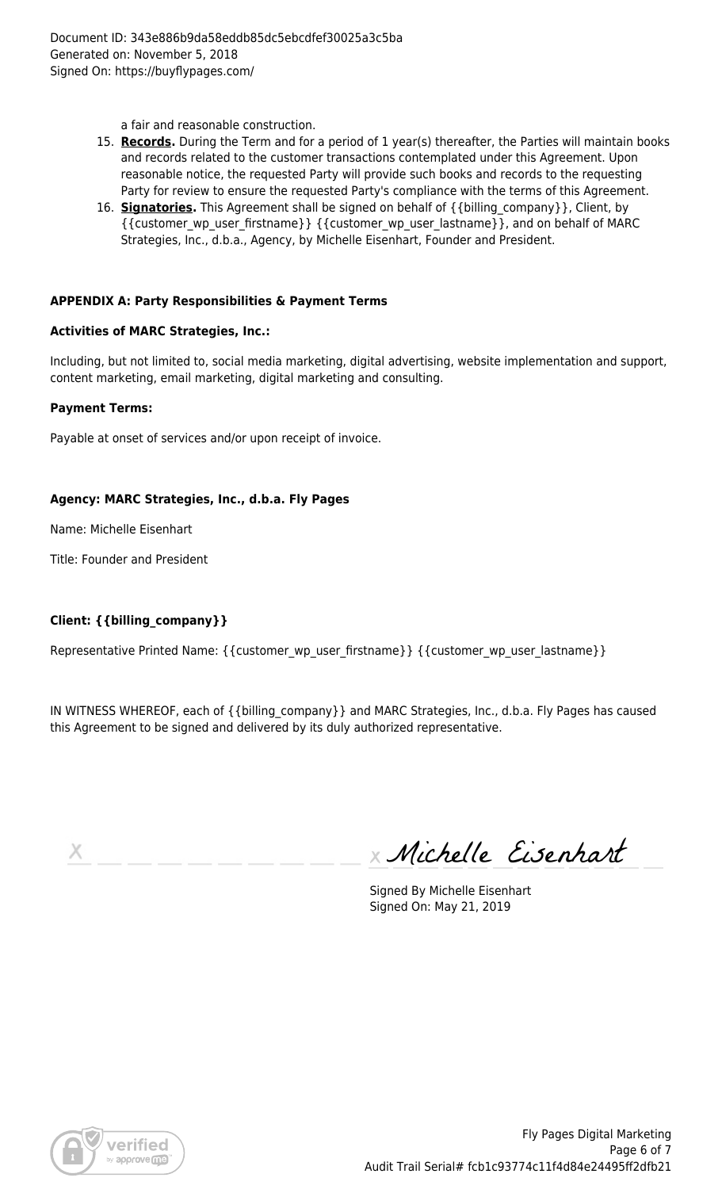a fair and reasonable construction.

15. **Records.** During the Term and for a period of 1 year(s) thereafter, the Parties will maintain books and records related to the customer transactions contemplated under this Agreement. Upon reasonable notice, the requested Party will provide such books and records to the requesting Party for review to ensure the requested Party's compliance with the terms of this Agreement.
16. **Signatories.** This Agreement shall be signed on behalf of {{billing_company}}, Client, by {{customer_wp_user_firstname}} {{customer_wp_user_lastname}}, and on behalf of MARC Strategies, Inc., d.b.a., Agency, by Michelle Eisenhart, Founder and President.

**APPENDIX A: Party Responsibilities & Payment Terms**

**Activities of MARC Strategies, Inc.:**

Including, but not limited to, social media marketing, digital advertising, website implementation and support, content marketing, email marketing, digital marketing and consulting.

**Payment Terms:**

Payable at onset of services and/or upon receipt of invoice.

**Agency: MARC Strategies, Inc., d.b.a. Fly Pages**

Name: Michelle Eisenhart

Title: Founder and President

**Client: {{billing_company}}**

Representative Printed Name: {{customer_wp_user_firstname}} {{customer_wp_user_lastname}}

IN WITNESS WHEREOF, each of {{billing_company}} and MARC Strategies, Inc., d.b.a. Fly Pages has caused this Agreement to be signed and delivered by its duly authorized representative.

X ______________________ X Michelle Eisenhart

Signed By Michelle Eisenhart
Signed On: May 21, 2019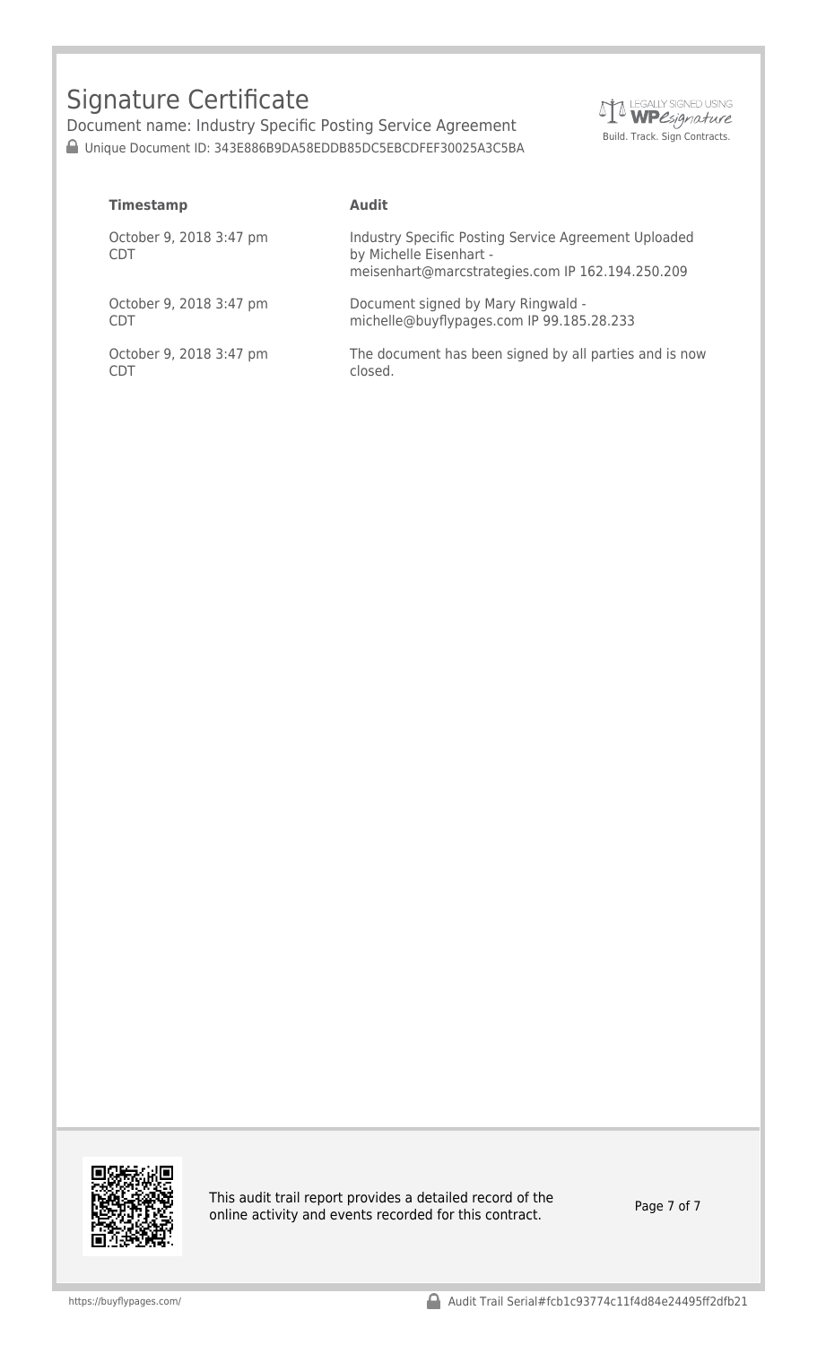# Signature Certificate

Document name: Industry Specific Posting Service Agreement

Unique Document ID: 343E886B9DA58EDDB85DC5EBCDFEF30025A3C5BA

LEGALLY SIGNED USING WPesignature

Build. Track. Sign Contracts.

| Timestamp | Audit |
| --- | --- |
| October 9, 2018 3:47 pm CDT | Industry Specific Posting Service Agreement Uploaded by Michelle Eisenhart - meisenhart@marcstrategies.com IP 162.194.250.209 |
| October 9, 2018 3:47 pm CDT | Document signed by Mary Ringwald - michelle@buyflypages.com IP 99.185.28.233 |
| October 9, 2018 3:47 pm CDT | The document has been signed by all parties and is now closed. |

This audit trail report provides a detailed record of the online activity and events recorded for this contract.

https://buyflypages.com/

Audit Trail Serial#fcb1c93774c11f4d84e24495ff2dfb21